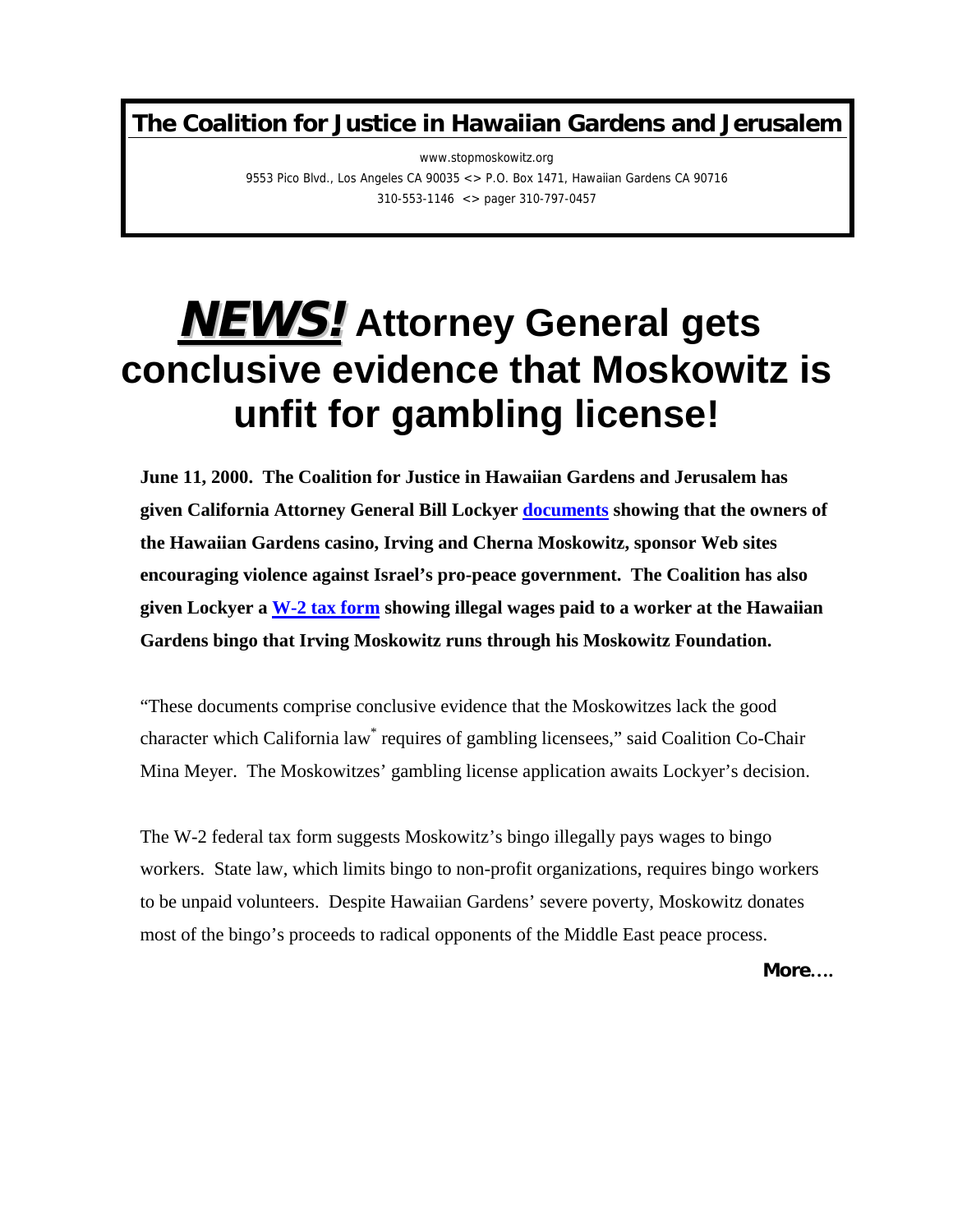**The Coalition for Justice in Hawaiian Gardens and Jerusalem**

www.stopmoskowitz.org
9553 Pico Blvd., Los Angeles CA 90035 <> P.O. Box 1471, Hawaiian Gardens CA 90716
310-553-1146 <> pager 310-797-0457

# *NEWS!* Attorney General gets conclusive evidence that Moskowitz is unfit for gambling license!

**June 11, 2000. The Coalition for Justice in Hawaiian Gardens and Jerusalem has given California Attorney General Bill Lockyer documents showing that the owners of the Hawaiian Gardens casino, Irving and Cherna Moskowitz, sponsor Web sites encouraging violence against Israel's pro-peace government. The Coalition has also given Lockyer a W-2 tax form showing illegal wages paid to a worker at the Hawaiian Gardens bingo that Irving Moskowitz runs through his Moskowitz Foundation.**

"These documents comprise conclusive evidence that the Moskowitzes lack the good character which California law* requires of gambling licensees," said Coalition Co-Chair Mina Meyer. The Moskowitzes' gambling license application awaits Lockyer's decision.

The W-2 federal tax form suggests Moskowitz's bingo illegally pays wages to bingo workers. State law, which limits bingo to non-profit organizations, requires bingo workers to be unpaid volunteers. Despite Hawaiian Gardens' severe poverty, Moskowitz donates most of the bingo's proceeds to radical opponents of the Middle East peace process.

**More….**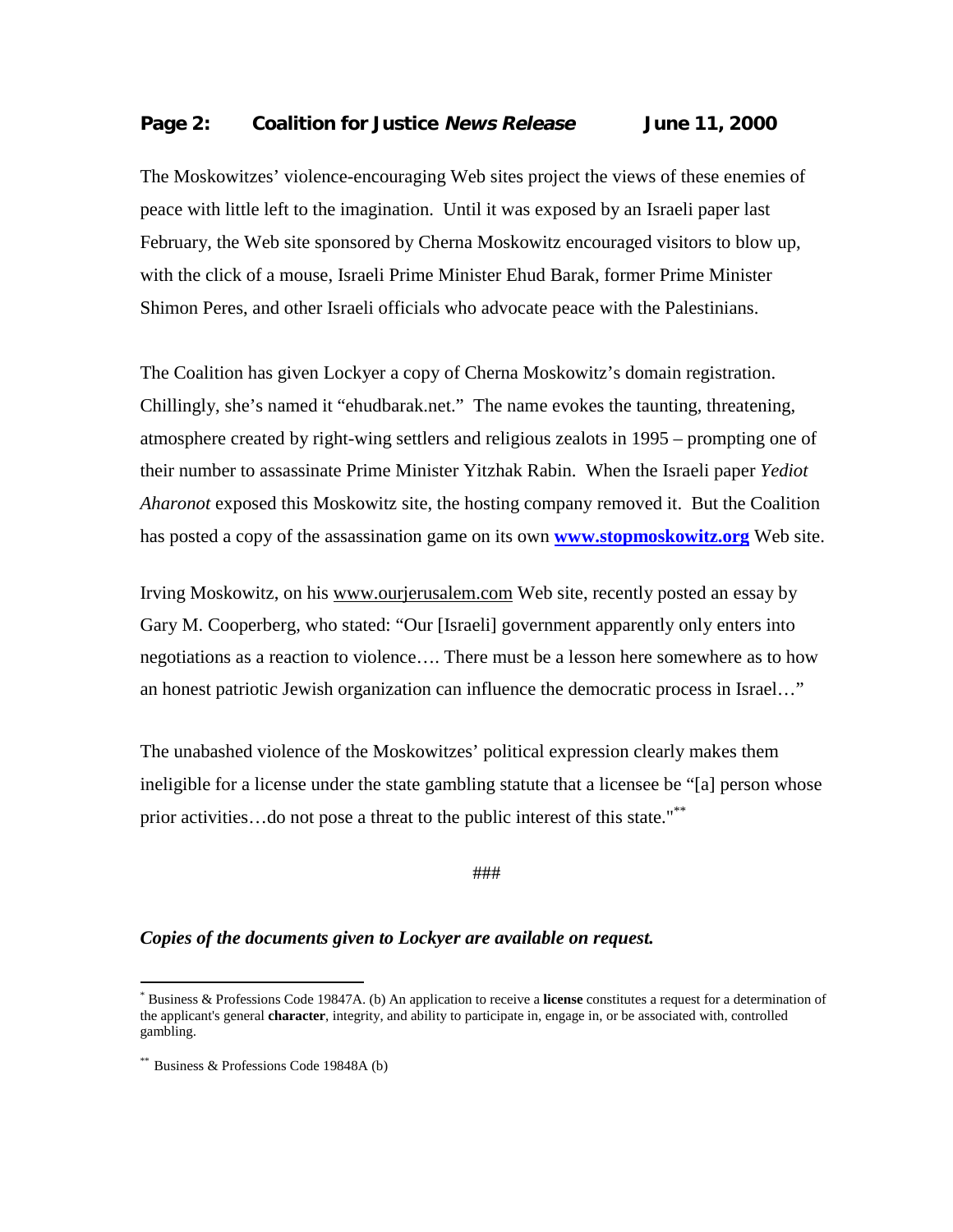The Moskowitzes' violence-encouraging Web sites project the views of these enemies of peace with little left to the imagination. Until it was exposed by an Israeli paper last February, the Web site sponsored by Cherna Moskowitz encouraged visitors to blow up, with the click of a mouse, Israeli Prime Minister Ehud Barak, former Prime Minister Shimon Peres, and other Israeli officials who advocate peace with the Palestinians.

The Coalition has given Lockyer a copy of Cherna Moskowitz's domain registration. Chillingly, she's named it "ehudbarak.net." The name evokes the taunting, threatening, atmosphere created by right-wing settlers and religious zealots in 1995 – prompting one of their number to assassinate Prime Minister Yitzhak Rabin. When the Israeli paper *Yediot Aharonot* exposed this Moskowitz site, the hosting company removed it. But the Coalition has posted a copy of the assassination game on its own **www.stopmoskowitz.org** Web site.

Irving Moskowitz, on his www.ourjerusalem.com Web site, recently posted an essay by Gary M. Cooperberg, who stated: "Our [Israeli] government apparently only enters into negotiations as a reaction to violence…. There must be a lesson here somewhere as to how an honest patriotic Jewish organization can influence the democratic process in Israel…"

The unabashed violence of the Moskowitzes' political expression clearly makes them ineligible for a license under the state gambling statute that a licensee be "[a] person whose prior activities…do not pose a threat to the public interest of this state."[**]

###

***Copies of the documents given to Lockyer are available on request.***

---

[*] Business & Professions Code 19847A. (b) An application to receive a **license** constitutes a request for a determination of the applicant's general **character**, integrity, and ability to participate in, engage in, or be associated with, controlled gambling.

[**] Business & Professions Code 19848A (b)